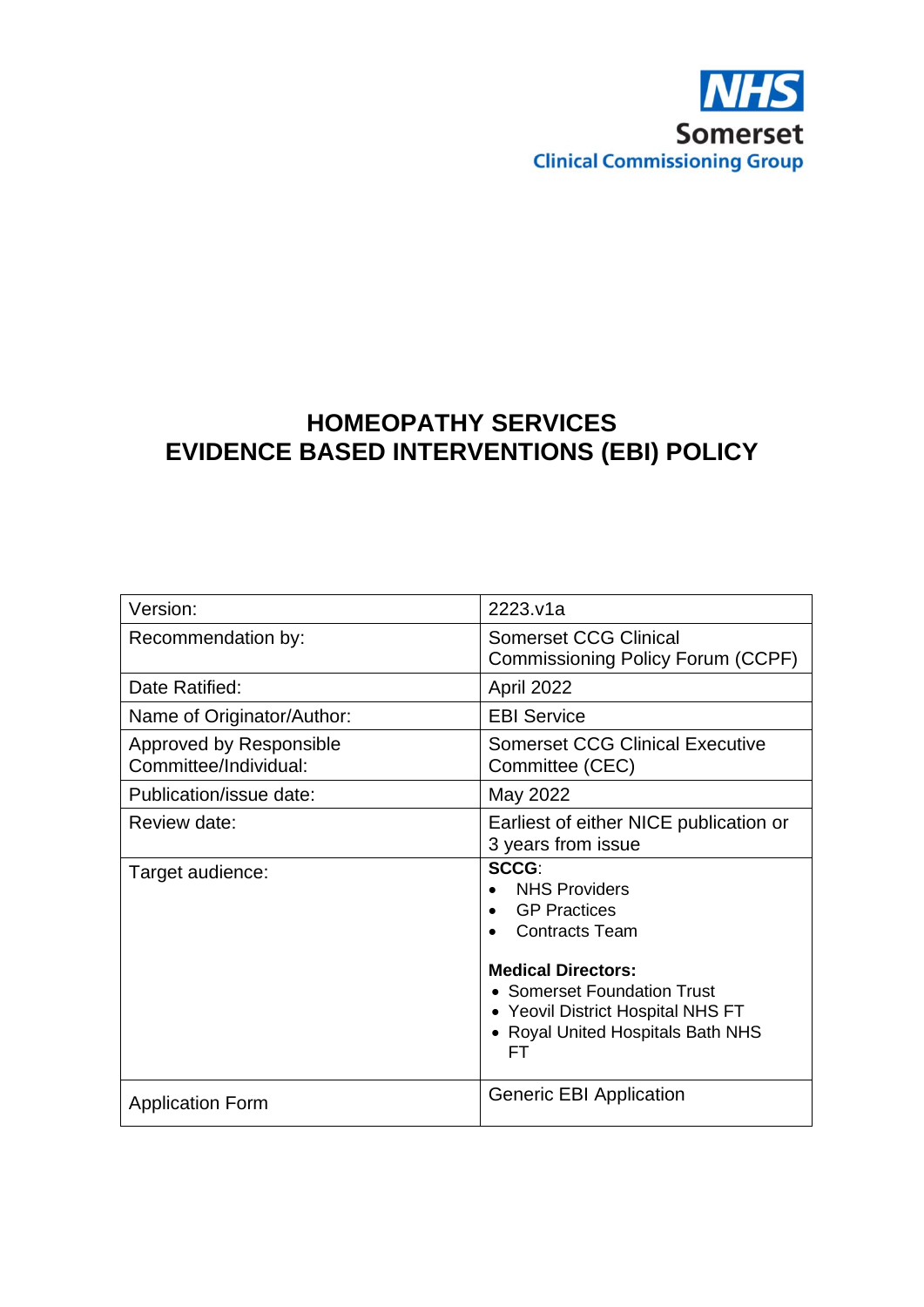NHS
Somerset
Clinical Commissioning Group

# HOMEOPATHY SERVICES
# EVIDENCE BASED INTERVENTIONS (EBI) POLICY

| | |
|---|---|
| Version: | 2223.v1a |
| Recommendation by: | Somerset CCG Clinical Commissioning Policy Forum (CCPF) |
| Date Ratified: | April 2022 |
| Name of Originator/Author: | EBI Service |
| Approved by Responsible Committee/Individual: | Somerset CCG Clinical Executive Committee (CEC) |
| Publication/issue date: | May 2022 |
| Review date: | Earliest of either NICE publication or 3 years from issue |
| Target audience: | **SCCG**:<br>• NHS Providers<br>• GP Practices<br>• Contracts Team<br><br>**Medical Directors:**<br>• Somerset Foundation Trust<br>• Yeovil District Hospital NHS FT<br>• Royal United Hospitals Bath NHS FT |
| Application Form | Generic EBI Application |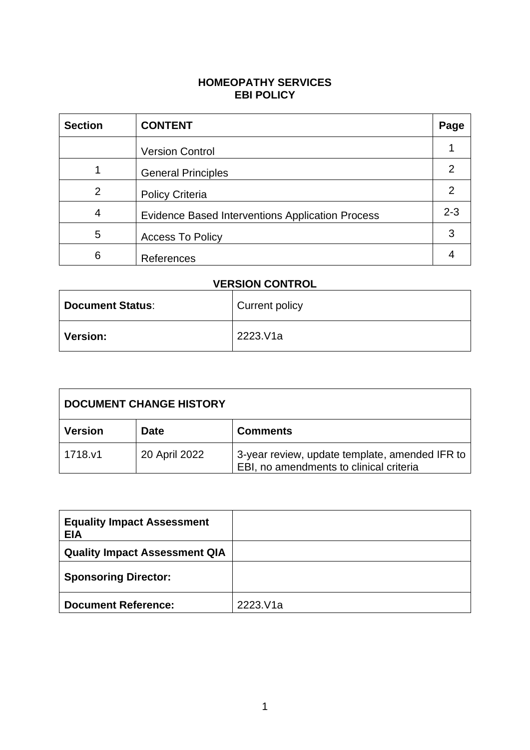**HOMEOPATHY SERVICES**
**EBI POLICY**

| Section | CONTENT | Page |
|---|---|---|
| | Version Control | 1 |
| 1 | General Principles | 2 |
| 2 | Policy Criteria | 2 |
| 4 | Evidence Based Interventions Application Process | 2-3 |
| 5 | Access To Policy | 3 |
| 6 | References | 4 |

**VERSION CONTROL**

| | |
|---|---|
| **Document Status**: | Current policy |
| **Version:** | 2223.V1a |

| **DOCUMENT CHANGE HISTORY** | | |
|---|---|---|
| **Version** | **Date** | **Comments** |
| 1718.v1 | 20 April 2022 | 3-year review, update template, amended IFR to EBI, no amendments to clinical criteria |

| | |
|---|---|
| **Equality Impact Assessment EIA** | |
| **Quality Impact Assessment QIA** | |
| **Sponsoring Director:** | |
| **Document Reference:** | 2223.V1a |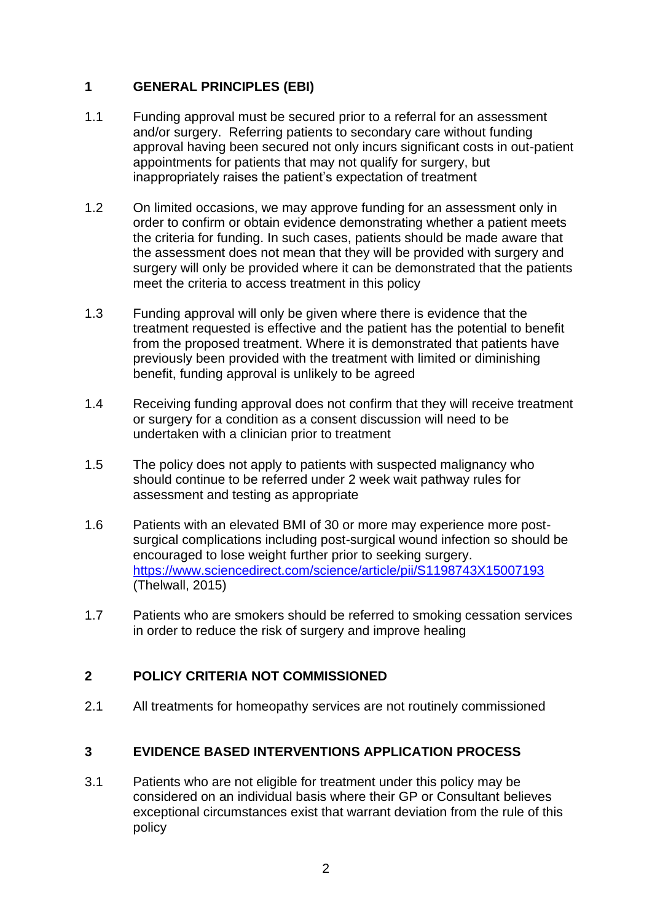## 1 GENERAL PRINCIPLES (EBI)

1.1 Funding approval must be secured prior to a referral for an assessment and/or surgery. Referring patients to secondary care without funding approval having been secured not only incurs significant costs in out-patient appointments for patients that may not qualify for surgery, but inappropriately raises the patient's expectation of treatment

1.2 On limited occasions, we may approve funding for an assessment only in order to confirm or obtain evidence demonstrating whether a patient meets the criteria for funding. In such cases, patients should be made aware that the assessment does not mean that they will be provided with surgery and surgery will only be provided where it can be demonstrated that the patients meet the criteria to access treatment in this policy

1.3 Funding approval will only be given where there is evidence that the treatment requested is effective and the patient has the potential to benefit from the proposed treatment. Where it is demonstrated that patients have previously been provided with the treatment with limited or diminishing benefit, funding approval is unlikely to be agreed

1.4 Receiving funding approval does not confirm that they will receive treatment or surgery for a condition as a consent discussion will need to be undertaken with a clinician prior to treatment

1.5 The policy does not apply to patients with suspected malignancy who should continue to be referred under 2 week wait pathway rules for assessment and testing as appropriate

1.6 Patients with an elevated BMI of 30 or more may experience more post-surgical complications including post-surgical wound infection so should be encouraged to lose weight further prior to seeking surgery. https://www.sciencedirect.com/science/article/pii/S1198743X15007193 (Thelwall, 2015)

1.7 Patients who are smokers should be referred to smoking cessation services in order to reduce the risk of surgery and improve healing

## 2 POLICY CRITERIA NOT COMMISSIONED

2.1 All treatments for homeopathy services are not routinely commissioned

## 3 EVIDENCE BASED INTERVENTIONS APPLICATION PROCESS

3.1 Patients who are not eligible for treatment under this policy may be considered on an individual basis where their GP or Consultant believes exceptional circumstances exist that warrant deviation from the rule of this policy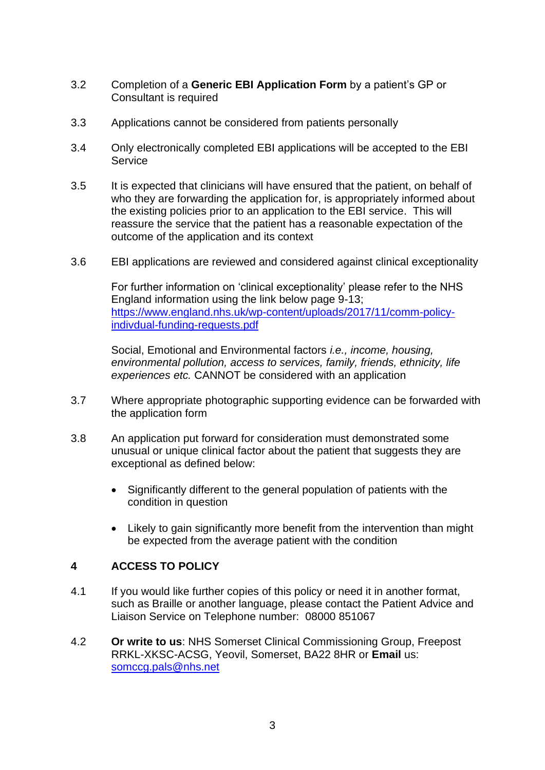3.2 Completion of a **Generic EBI Application Form** by a patient's GP or Consultant is required

3.3 Applications cannot be considered from patients personally

3.4 Only electronically completed EBI applications will be accepted to the EBI Service

3.5 It is expected that clinicians will have ensured that the patient, on behalf of who they are forwarding the application for, is appropriately informed about the existing policies prior to an application to the EBI service. This will reassure the service that the patient has a reasonable expectation of the outcome of the application and its context

3.6 EBI applications are reviewed and considered against clinical exceptionality

For further information on 'clinical exceptionality' please refer to the NHS England information using the link below page 9-13; https://www.england.nhs.uk/wp-content/uploads/2017/11/comm-policy-indivdual-funding-requests.pdf

Social, Emotional and Environmental factors *i.e., income, housing, environmental pollution, access to services, family, friends, ethnicity, life experiences etc.* CANNOT be considered with an application

3.7 Where appropriate photographic supporting evidence can be forwarded with the application form

3.8 An application put forward for consideration must demonstrated some unusual or unique clinical factor about the patient that suggests they are exceptional as defined below:

- Significantly different to the general population of patients with the condition in question
- Likely to gain significantly more benefit from the intervention than might be expected from the average patient with the condition

## 4 ACCESS TO POLICY

4.1 If you would like further copies of this policy or need it in another format, such as Braille or another language, please contact the Patient Advice and Liaison Service on Telephone number: 08000 851067

4.2 **Or write to us**: NHS Somerset Clinical Commissioning Group, Freepost RRKL-XKSC-ACSG, Yeovil, Somerset, BA22 8HR or **Email** us: somccg.pals@nhs.net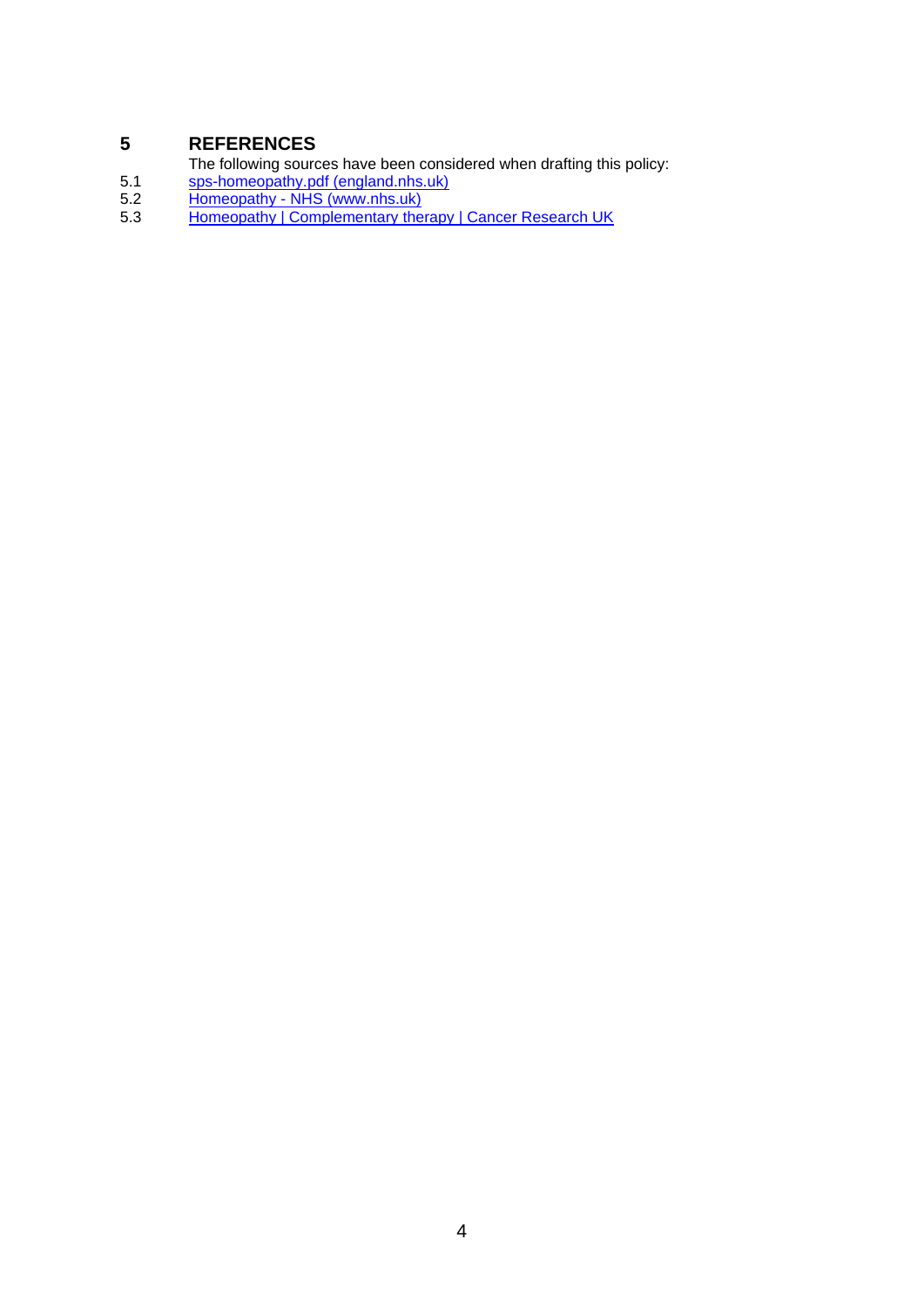# 5 REFERENCES

The following sources have been considered when drafting this policy:

5.1 sps-homeopathy.pdf (england.nhs.uk)

5.2 Homeopathy - NHS (www.nhs.uk)

5.3 Homeopathy | Complementary therapy | Cancer Research UK